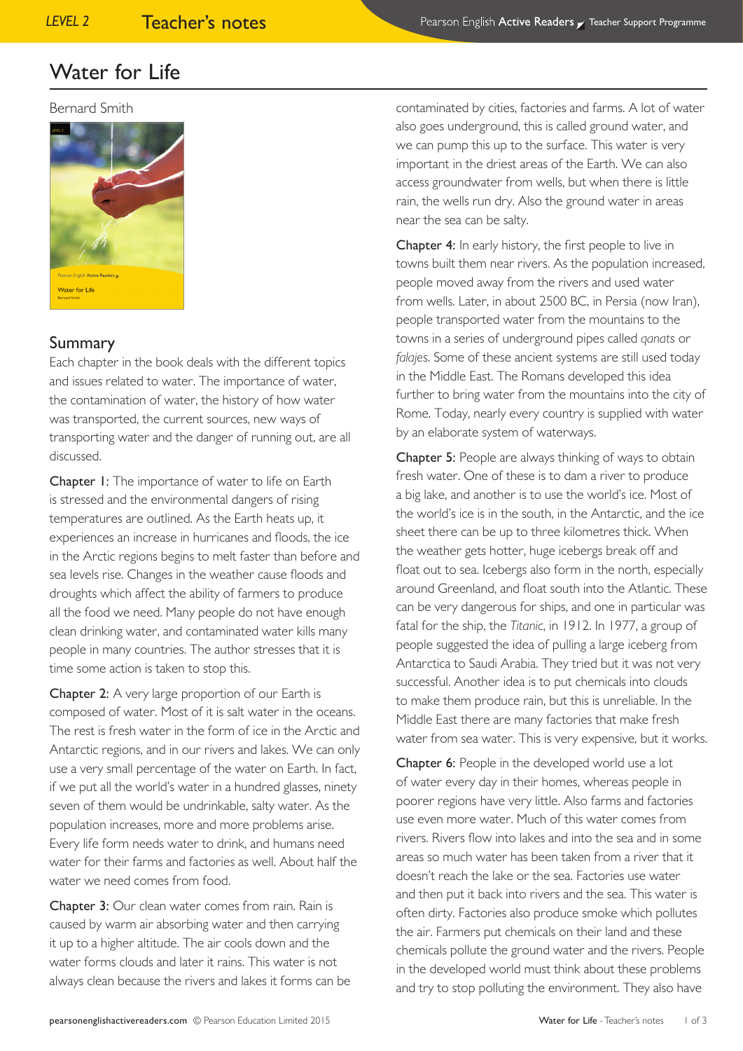# Water for Life

Bernard Smith

## Summary

Each chapter in the book deals with the different topics and issues related to water. The importance of water, the contamination of water, the history of how water was transported, the current sources, new ways of transporting water and the danger of running out, are all discussed.

Chapter 1: The importance of water to life on Earth is stressed and the environmental dangers of rising temperatures are outlined. As the Earth heats up, it experiences an increase in hurricanes and floods, the ice in the Arctic regions begins to melt faster than before and sea levels rise. Changes in the weather cause floods and droughts which affect the ability of farmers to produce all the food we need. Many people do not have enough clean drinking water, and contaminated water kills many people in many countries. The author stresses that it is time some action is taken to stop this.

Chapter 2: A very large proportion of our Earth is composed of water. Most of it is salt water in the oceans. The rest is fresh water in the form of ice in the Arctic and Antarctic regions, and in our rivers and lakes. We can only use a very small percentage of the water on Earth. In fact, if we put all the world's water in a hundred glasses, ninety seven of them would be undrinkable, salty water. As the population increases, more and more problems arise. Every life form needs water to drink, and humans need water for their farms and factories as well. About half the water we need comes from food.

Chapter 3: Our clean water comes from rain. Rain is caused by warm air absorbing water and then carrying it up to a higher altitude. The air cools down and the water forms clouds and later it rains. This water is not always clean because the rivers and lakes it forms can be contaminated by cities, factories and farms. A lot of water also goes underground, this is called ground water, and we can pump this up to the surface. This water is very important in the driest areas of the Earth. We can also access groundwater from wells, but when there is little rain, the wells run dry. Also the ground water in areas near the sea can be salty.

Chapter 4: In early history, the first people to live in towns built them near rivers. As the population increased, people moved away from the rivers and used water from wells. Later, in about 2500 BC, in Persia (now Iran), people transported water from the mountains to the towns in a series of underground pipes called *qanats* or *falajes*. Some of these ancient systems are still used today in the Middle East. The Romans developed this idea further to bring water from the mountains into the city of Rome. Today, nearly every country is supplied with water by an elaborate system of waterways.

Chapter 5: People are always thinking of ways to obtain fresh water. One of these is to dam a river to produce a big lake, and another is to use the world's ice. Most of the world's ice is in the south, in the Antarctic, and the ice sheet there can be up to three kilometres thick. When the weather gets hotter, huge icebergs break off and float out to sea. Icebergs also form in the north, especially around Greenland, and float south into the Atlantic. These can be very dangerous for ships, and one in particular was fatal for the ship, the *Titanic*, in 1912. In 1977, a group of people suggested the idea of pulling a large iceberg from Antarctica to Saudi Arabia. They tried but it was not very successful. Another idea is to put chemicals into clouds to make them produce rain, but this is unreliable. In the Middle East there are many factories that make fresh water from sea water. This is very expensive, but it works.

Chapter 6: People in the developed world use a lot of water every day in their homes, whereas people in poorer regions have very little. Also farms and factories use even more water. Much of this water comes from rivers. Rivers flow into lakes and into the sea and in some areas so much water has been taken from a river that it doesn't reach the lake or the sea. Factories use water and then put it back into rivers and the sea. This water is often dirty. Factories also produce smoke which pollutes the air. Farmers put chemicals on their land and these chemicals pollute the ground water and the rivers. People in the developed world must think about these problems and try to stop polluting the environment. They also have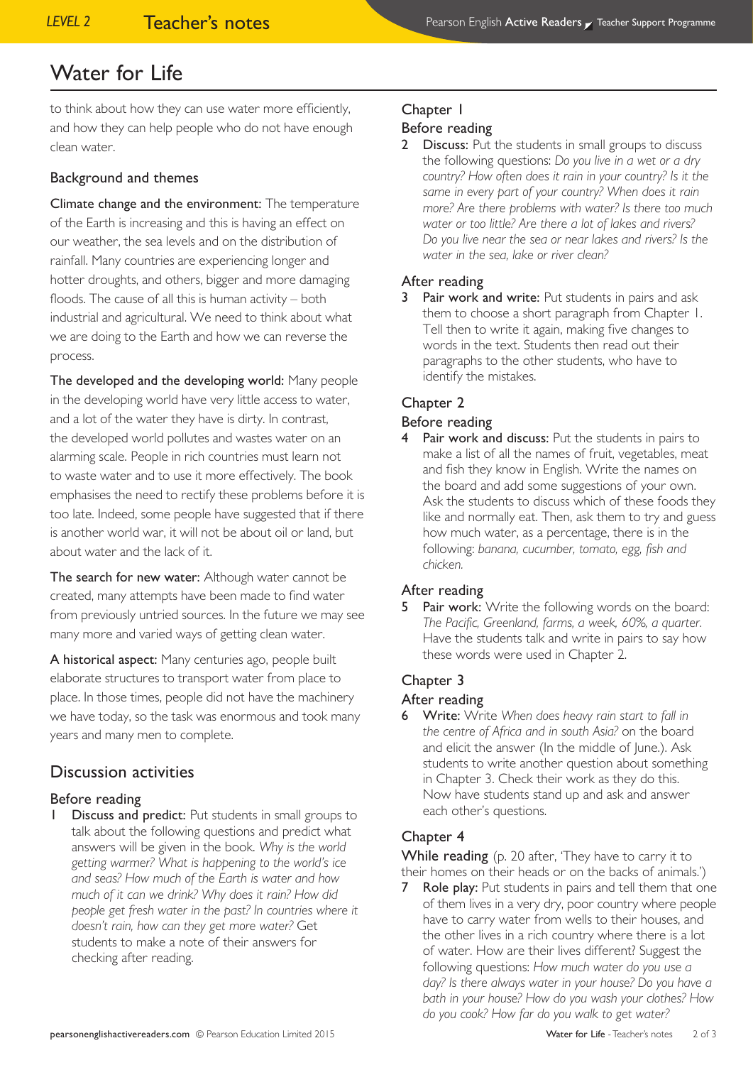# Water for Life

to think about how they can use water more efficiently, and how they can help people who do not have enough clean water.

## Background and themes

**Climate change and the environment:** The temperature of the Earth is increasing and this is having an effect on our weather, the sea levels and on the distribution of rainfall. Many countries are experiencing longer and hotter droughts, and others, bigger and more damaging floods. The cause of all this is human activity – both industrial and agricultural. We need to think about what we are doing to the Earth and how we can reverse the process.

**The developed and the developing world:** Many people in the developing world have very little access to water, and a lot of the water they have is dirty. In contrast, the developed world pollutes and wastes water on an alarming scale. People in rich countries must learn not to waste water and to use it more effectively. The book emphasises the need to rectify these problems before it is too late. Indeed, some people have suggested that if there is another world war, it will not be about oil or land, but about water and the lack of it.

**The search for new water:** Although water cannot be created, many attempts have been made to find water from previously untried sources. In the future we may see many more and varied ways of getting clean water.

**A historical aspect:** Many centuries ago, people built elaborate structures to transport water from place to place. In those times, people did not have the machinery we have today, so the task was enormous and took many years and many men to complete.

## Discussion activities

### Before reading

1 **Discuss and predict:** Put students in small groups to talk about the following questions and predict what answers will be given in the book. *Why is the world getting warmer? What is happening to the world's ice and seas? How much of the Earth is water and how much of it can we drink? Why does it rain? How did people get fresh water in the past? In countries where it doesn't rain, how can they get more water?* Get students to make a note of their answers for checking after reading.

### Chapter 1

#### Before reading

2 **Discuss:** Put the students in small groups to discuss the following questions: *Do you live in a wet or a dry country? How often does it rain in your country? Is it the same in every part of your country? When does it rain more? Are there problems with water? Is there too much water or too little? Are there a lot of lakes and rivers? Do you live near the sea or near lakes and rivers? Is the water in the sea, lake or river clean?*

#### After reading

3 **Pair work and write:** Put students in pairs and ask them to choose a short paragraph from Chapter 1. Tell then to write it again, making five changes to words in the text. Students then read out their paragraphs to the other students, who have to identify the mistakes.

### Chapter 2

#### Before reading

4 **Pair work and discuss:** Put the students in pairs to make a list of all the names of fruit, vegetables, meat and fish they know in English. Write the names on the board and add some suggestions of your own. Ask the students to discuss which of these foods they like and normally eat. Then, ask them to try and guess how much water, as a percentage, there is in the following: *banana, cucumber, tomato, egg, fish and chicken.*

#### After reading

5 **Pair work:** Write the following words on the board: *The Pacific, Greenland, farms, a week, 60%, a quarter.* Have the students talk and write in pairs to say how these words were used in Chapter 2.

### Chapter 3

#### After reading

6 **Write:** Write *When does heavy rain start to fall in the centre of Africa and in south Asia?* on the board and elicit the answer (In the middle of June.). Ask students to write another question about something in Chapter 3. Check their work as they do this. Now have students stand up and ask and answer each other's questions.

### Chapter 4

**While reading** (p. 20 after, 'They have to carry it to their homes on their heads or on the backs of animals.')

7 **Role play:** Put students in pairs and tell them that one of them lives in a very dry, poor country where people have to carry water from wells to their houses, and the other lives in a rich country where there is a lot of water. How are their lives different? Suggest the following questions: *How much water do you use a day? Is there always water in your house? Do you have a bath in your house? How do you wash your clothes? How do you cook? How far do you walk to get water?*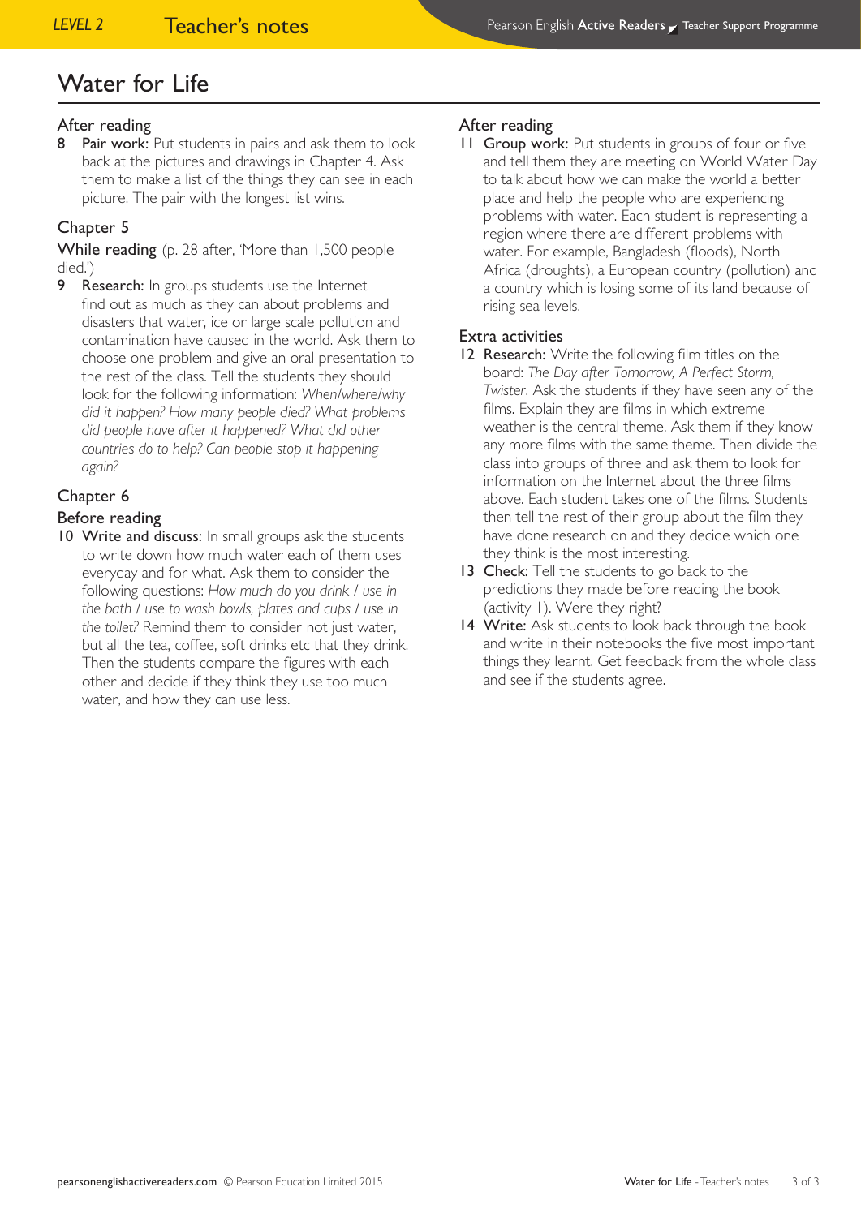# Water for Life

## After reading

8 **Pair work:** Put students in pairs and ask them to look back at the pictures and drawings in Chapter 4. Ask them to make a list of the things they can see in each picture. The pair with the longest list wins.

## Chapter 5

**While reading** (p. 28 after, 'More than 1,500 people died.')

9 **Research:** In groups students use the Internet find out as much as they can about problems and disasters that water, ice or large scale pollution and contamination have caused in the world. Ask them to choose one problem and give an oral presentation to the rest of the class. Tell the students they should look for the following information: *When/where/why did it happen? How many people died? What problems did people have after it happened? What did other countries do to help? Can people stop it happening again?*

## Chapter 6

### Before reading

10 **Write and discuss:** In small groups ask the students to write down how much water each of them uses everyday and for what. Ask them to consider the following questions: *How much do you drink / use in the bath / use to wash bowls, plates and cups / use in the toilet?* Remind them to consider not just water, but all the tea, coffee, soft drinks etc that they drink. Then the students compare the figures with each other and decide if they think they use too much water, and how they can use less.

### After reading

11 **Group work:** Put students in groups of four or five and tell them they are meeting on World Water Day to talk about how we can make the world a better place and help the people who are experiencing problems with water. Each student is representing a region where there are different problems with water. For example, Bangladesh (floods), North Africa (droughts), a European country (pollution) and a country which is losing some of its land because of rising sea levels.

### Extra activities

12 **Research:** Write the following film titles on the board: *The Day after Tomorrow, A Perfect Storm, Twister*. Ask the students if they have seen any of the films. Explain they are films in which extreme weather is the central theme. Ask them if they know any more films with the same theme. Then divide the class into groups of three and ask them to look for information on the Internet about the three films above. Each student takes one of the films. Students then tell the rest of their group about the film they have done research on and they decide which one they think is the most interesting.

13 **Check:** Tell the students to go back to the predictions they made before reading the book (activity 1). Were they right?

14 **Write:** Ask students to look back through the book and write in their notebooks the five most important things they learnt. Get feedback from the whole class and see if the students agree.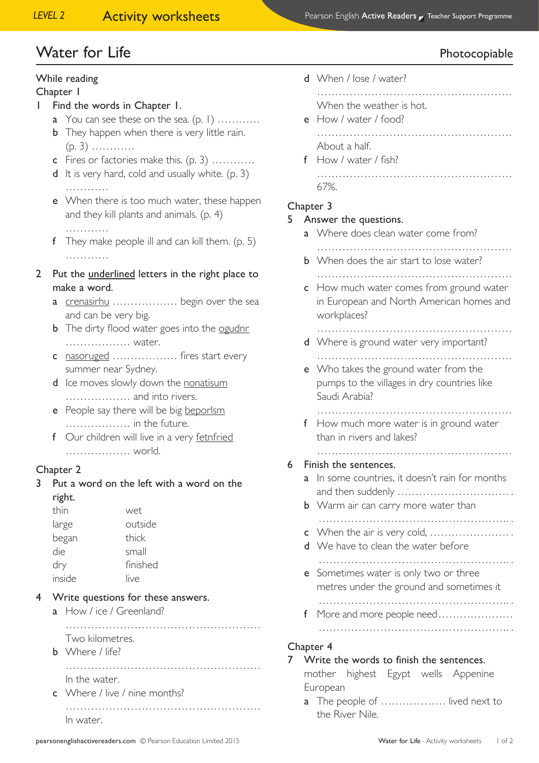# Water for Life

Photocopiable

## While reading

### Chapter 1

1 Find the words in Chapter 1.

a You can see these on the sea. (p. 1) …………

b They happen when there is very little rain. (p. 3) …………

c Fires or factories make this. (p. 3) …………

d It is very hard, cold and usually white. (p. 3) …………

e When there is too much water, these happen and they kill plants and animals. (p. 4) …………

f They make people ill and can kill them. (p. 5) …………

2 Put the underlined letters in the right place to make a word.

a crenasirhu ……………… begin over the sea and can be very big.

b The dirty flood water goes into the ogudnr ……………… water.

c nasoruged ……………… fires start every summer near Sydney.

d Ice moves slowly down the nonatisum ……………… and into rivers.

e People say there will be big beporlsm ……………… in the future.

f Our children will live in a very fetnfried ……………… world.

### Chapter 2

3 Put a word on the left with a word on the right.

| | |
|---|---|
| thin | wet |
| large | outside |
| began | thick |
| die | small |
| dry | finished |
| inside | live |

4 Write questions for these answers.

a How / ice / Greenland?

……………………………………………………

Two kilometres.

b Where / life?

……………………………………………………

In the water.

c Where / live / nine months?

……………………………………………………

In water.

d When / lose / water?

……………………………………………………

When the weather is hot.

e How / water / food?

……………………………………………………

About a half.

f How / water / fish?

……………………………………………………

67%.

### Chapter 3

5 Answer the questions.

a Where does clean water come from?

……………………………………………………

b When does the air start to lose water?

……………………………………………………

c How much water comes from ground water in European and North American homes and workplaces?

……………………………………………………

d Where is ground water very important?

……………………………………………………

e Who takes the ground water from the pumps to the villages in dry countries like Saudi Arabia?

……………………………………………………

f How much more water is in ground water than in rivers and lakes?

……………………………………………………

6 Finish the sentences.

a In some countries, it doesn't rain for months and then suddenly …………………………… .

b Warm air can carry more water than ……………………………………………………… .

c When the air is very cold, …………………… .

d We have to clean the water before ……………………………………………………… .

e Sometimes water is only two or three metres under the ground and sometimes it ……………………………………………………… .

f More and more people need………………… ……………………………………………………… .

### Chapter 4

7 Write the words to finish the sentences.

mother highest Egypt wells Appenine European

a The people of ……………… lived next to the River Nile.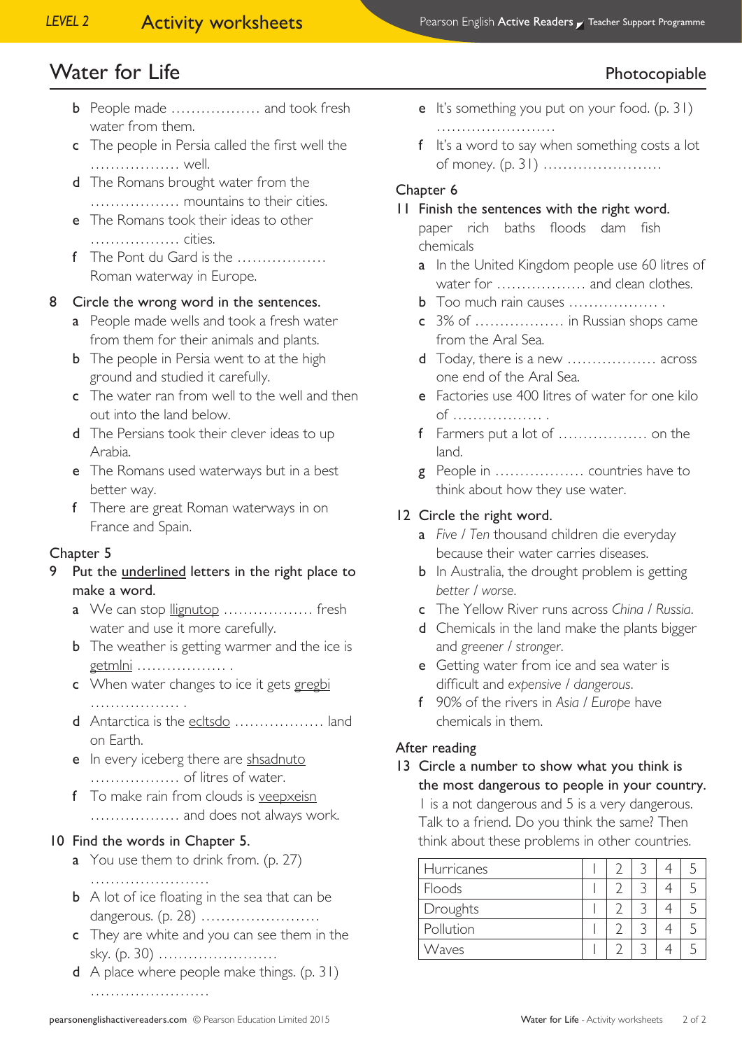# Water for Life

Photocopiable

- **b** People made .................. and took fresh water from them.
- **c** The people in Persia called the first well the .................. well.
- **d** The Romans brought water from the .................. mountains to their cities.
- **e** The Romans took their ideas to other .................. cities.
- **f** The Pont du Gard is the .................. Roman waterway in Europe.

**8 Circle the wrong word in the sentences.**

- **a** People made wells and took a fresh water from them for their animals and plants.
- **b** The people in Persia went to at the high ground and studied it carefully.
- **c** The water ran from well to the well and then out into the land below.
- **d** The Persians took their clever ideas to up Arabia.
- **e** The Romans used waterways but in a best better way.
- **f** There are great Roman waterways in on France and Spain.

## Chapter 5

**9 Put the underlined letters in the right place to make a word.**

- **a** We can stop <u>llignutop</u> .................. fresh water and use it more carefully.
- **b** The weather is getting warmer and the ice is <u>getmlni</u> .................. .
- **c** When water changes to ice it gets <u>gregbi</u> .................. .
- **d** Antarctica is the <u>ecltsdo</u> .................. land on Earth.
- **e** In every iceberg there are <u>shsadnuto</u> .................. of litres of water.
- **f** To make rain from clouds is <u>veepxeisn</u> .................. and does not always work.

**10 Find the words in Chapter 5.**

- **a** You use them to drink from. (p. 27) ........................
- **b** A lot of ice floating in the sea that can be dangerous. (p. 28) ........................
- **c** They are white and you can see them in the sky. (p. 30) ........................
- **d** A place where people make things. (p. 31) ........................
- **e** It's something you put on your food. (p. 31) ........................
- **f** It's a word to say when something costs a lot of money. (p. 31) ........................

## Chapter 6

**11 Finish the sentences with the right word.**

paper rich baths floods dam fish chemicals

- **a** In the United Kingdom people use 60 litres of water for .................. and clean clothes.
- **b** Too much rain causes .................. .
- **c** 3% of .................. in Russian shops came from the Aral Sea.
- **d** Today, there is a new .................. across one end of the Aral Sea.
- **e** Factories use 400 litres of water for one kilo of .................. .
- **f** Farmers put a lot of .................. on the land.
- **g** People in .................. countries have to think about how they use water.

**12 Circle the right word.**

- **a** *Five / Ten* thousand children die everyday because their water carries diseases.
- **b** In Australia, the drought problem is getting *better / worse*.
- **c** The Yellow River runs across *China / Russia*.
- **d** Chemicals in the land make the plants bigger and *greener / stronger*.
- **e** Getting water from ice and sea water is difficult and *expensive / dangerous*.
- **f** 90% of the rivers in *Asia / Europe* have chemicals in them.

## After reading

**13 Circle a number to show what you think is the most dangerous to people in your country.**

1 is a not dangerous and 5 is a very dangerous. Talk to a friend. Do you think the same? Then think about these problems in other countries.

| | | | | | |
|---|---|---|---|---|---|
| Hurricanes | 1 | 2 | 3 | 4 | 5 |
| Floods | 1 | 2 | 3 | 4 | 5 |
| Droughts | 1 | 2 | 3 | 4 | 5 |
| Pollution | 1 | 2 | 3 | 4 | 5 |
| Waves | 1 | 2 | 3 | 4 | 5 |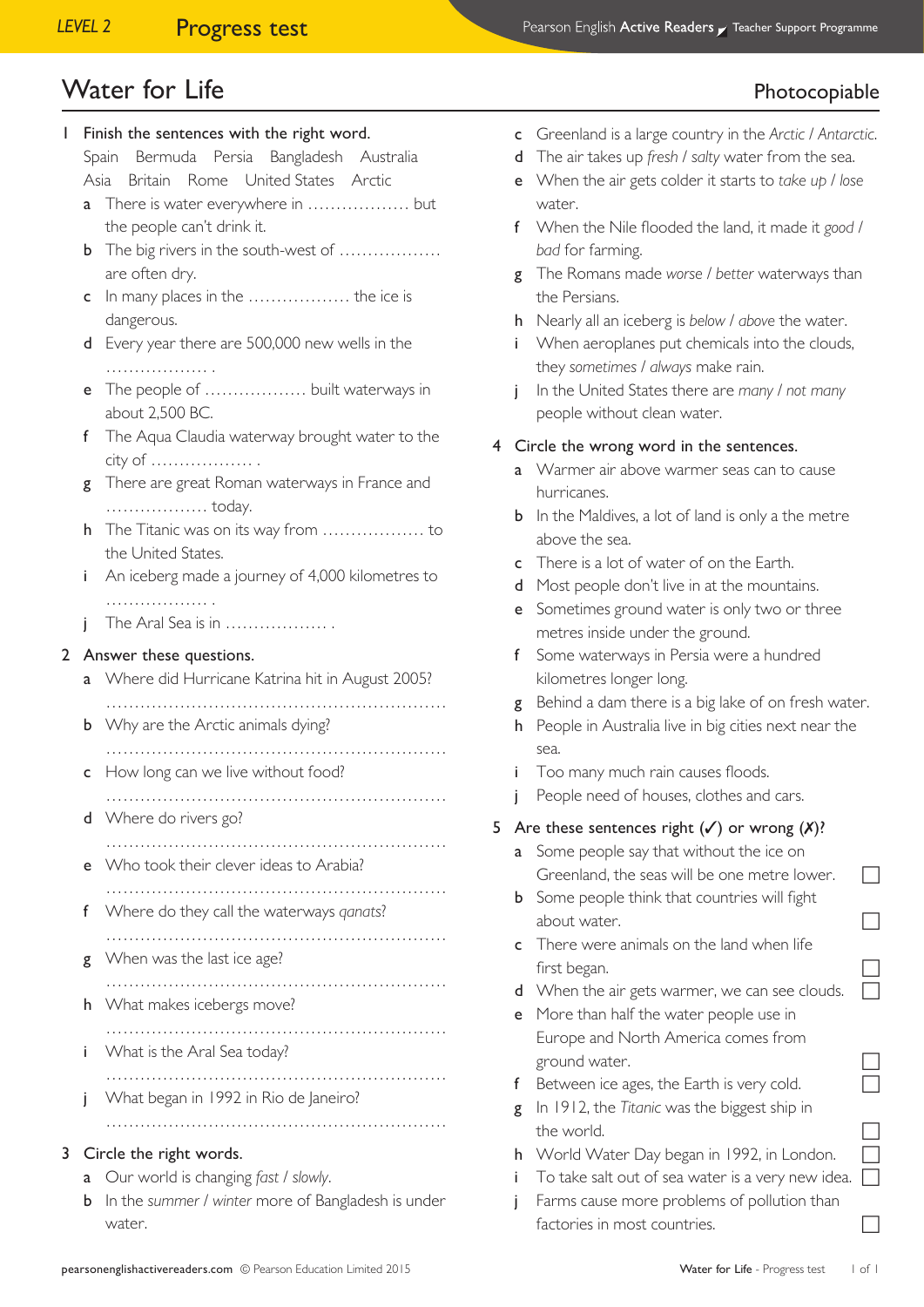# Water for Life

Photocopiable

**1 Finish the sentences with the right word.**

Spain Bermuda Persia Bangladesh Australia Asia Britain Rome United States Arctic

a There is water everywhere in .................. but the people can't drink it.

b The big rivers in the south-west of .................. are often dry.

c In many places in the .................. the ice is dangerous.

d Every year there are 500,000 new wells in the .................. .

e The people of .................. built waterways in about 2,500 BC.

f The Aqua Claudia waterway brought water to the city of .................. .

g There are great Roman waterways in France and .................. today.

h The Titanic was on its way from .................. to the United States.

i An iceberg made a journey of 4,000 kilometres to .................. .

j The Aral Sea is in .................. .

**2 Answer these questions.**

a Where did Hurricane Katrina hit in August 2005?
...........................................................

b Why are the Arctic animals dying?
...........................................................

c How long can we live without food?
...........................................................

d Where do rivers go?
...........................................................

e Who took their clever ideas to Arabia?
...........................................................

f Where do they call the waterways *qanats*?
...........................................................

g When was the last ice age?
...........................................................

h What makes icebergs move?
...........................................................

i What is the Aral Sea today?
...........................................................

j What began in 1992 in Rio de Janeiro?
...........................................................

**3 Circle the right words.**

a Our world is changing *fast* / *slowly*.

b In the *summer* / *winter* more of Bangladesh is under water.

c Greenland is a large country in the *Arctic* / *Antarctic*.

d The air takes up *fresh* / *salty* water from the sea.

e When the air gets colder it starts to *take up* / *lose* water.

f When the Nile flooded the land, it made it *good* / *bad* for farming.

g The Romans made *worse* / *better* waterways than the Persians.

h Nearly all an iceberg is *below* / *above* the water.

i When aeroplanes put chemicals into the clouds, they *sometimes* / *always* make rain.

j In the United States there are *many* / *not many* people without clean water.

**4 Circle the wrong word in the sentences.**

a Warmer air above warmer seas can to cause hurricanes.

b In the Maldives, a lot of land is only a the metre above the sea.

c There is a lot of water of on the Earth.

d Most people don't live in at the mountains.

e Sometimes ground water is only two or three metres inside under the ground.

f Some waterways in Persia were a hundred kilometres longer long.

g Behind a dam there is a big lake of on fresh water.

h People in Australia live in big cities next near the sea.

i Too many much rain causes floods.

j People need of houses, clothes and cars.

**5 Are these sentences right (✓) or wrong (✗)?**

a Some people say that without the ice on Greenland, the seas will be one metre lower. ☐

b Some people think that countries will fight about water. ☐

c There were animals on the land when life first began. ☐

d When the air gets warmer, we can see clouds. ☐

e More than half the water people use in Europe and North America comes from ground water. ☐

f Between ice ages, the Earth is very cold. ☐

g In 1912, the *Titanic* was the biggest ship in the world. ☐

h World Water Day began in 1992, in London. ☐

i To take salt out of sea water is a very new idea. ☐

j Farms cause more problems of pollution than factories in most countries. ☐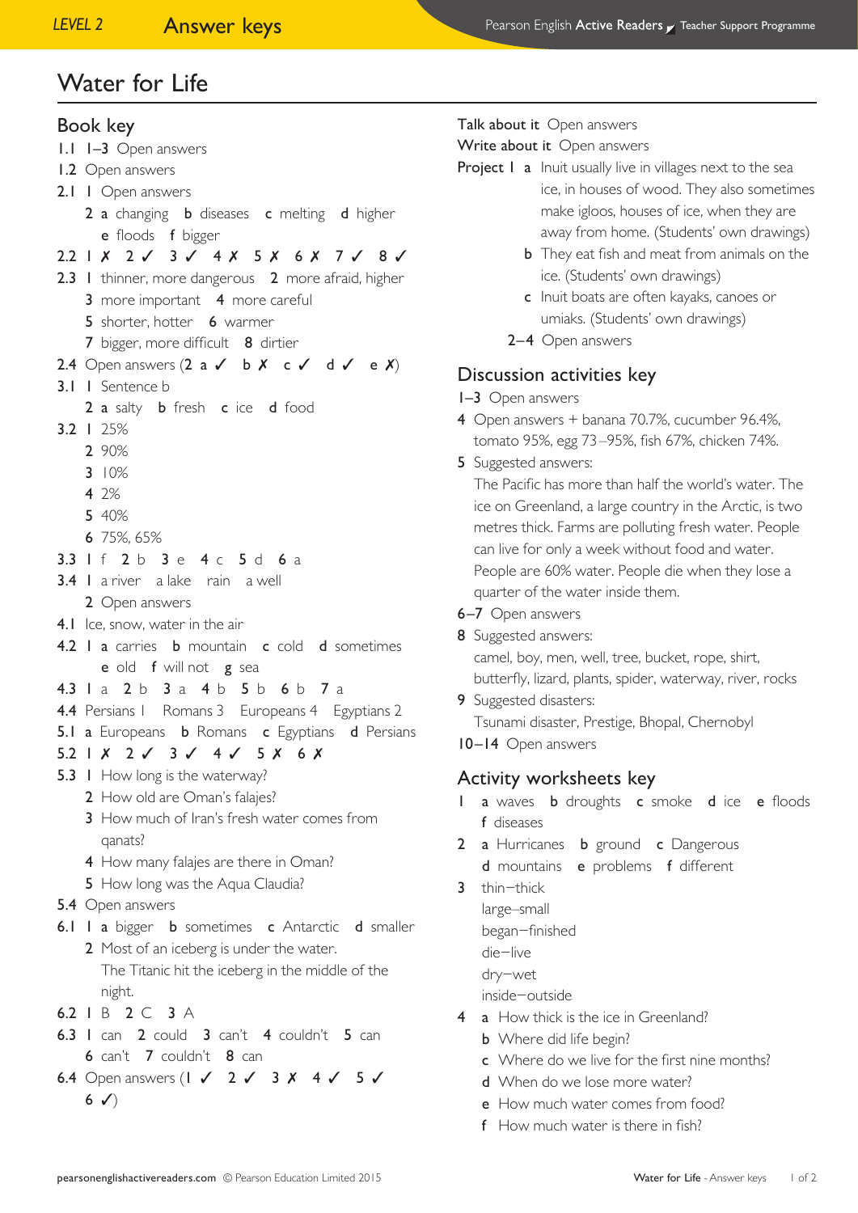# Water for Life

## Book key

1.1 1–3 Open answers

1.2 Open answers

2.1 1 Open answers
- 2 **a** changing **b** diseases **c** melting **d** higher **e** floods **f** bigger

2.2 1 ✗ 2 ✓ 3 ✓ 4 ✗ 5 ✗ 6 ✗ 7 ✓ 8 ✓

2.3 1 thinner, more dangerous 2 more afraid, higher
- 3 more important 4 more careful
- 5 shorter, hotter 6 warmer
- 7 bigger, more difficult 8 dirtier

2.4 Open answers (2 **a** ✓ **b** ✗ **c** ✓ **d** ✓ **e** ✗)

3.1 1 Sentence b
- 2 **a** salty **b** fresh **c** ice **d** food

3.2 1 25%
- 2 90%
- 3 10%
- 4 2%
- 5 40%
- 6 75%, 65%

3.3 1 f 2 b 3 e 4 c 5 d 6 a

3.4 1 a river a lake rain a well
- 2 Open answers

4.1 Ice, snow, water in the air

4.2 1 **a** carries **b** mountain **c** cold **d** sometimes **e** old **f** will not **g** sea

4.3 1 a 2 b 3 a 4 b 5 b 6 b 7 a

4.4 Persians 1 Romans 3 Europeans 4 Egyptians 2

5.1 **a** Europeans **b** Romans **c** Egyptians **d** Persians

5.2 1 ✗ 2 ✓ 3 ✓ 4 ✓ 5 ✗ 6 ✗

5.3 1 How long is the waterway?
- 2 How old are Oman's falajes?
- 3 How much of Iran's fresh water comes from qanats?
- 4 How many falajes are there in Oman?
- 5 How long was the Aqua Claudia?

5.4 Open answers

6.1 1 **a** bigger **b** sometimes **c** Antarctic **d** smaller
- 2 Most of an iceberg is under the water. The Titanic hit the iceberg in the middle of the night.

6.2 1 B 2 C 3 A

6.3 1 can 2 could 3 can't 4 couldn't 5 can 6 can't 7 couldn't 8 can

6.4 Open answers (1 ✓ 2 ✓ 3 ✗ 4 ✓ 5 ✓ 6 ✓)

**Talk about it** Open answers

**Write about it** Open answers

**Project 1**
- **a** Inuit usually live in villages next to the sea ice, in houses of wood. They also sometimes make igloos, houses of ice, when they are away from home. (Students' own drawings)
- **b** They eat fish and meat from animals on the ice. (Students' own drawings)
- **c** Inuit boats are often kayaks, canoes or umiaks. (Students' own drawings)

2–4 Open answers

## Discussion activities key

1–3 Open answers

4 Open answers + banana 70.7%, cucumber 96.4%, tomato 95%, egg 73–95%, fish 67%, chicken 74%.

5 Suggested answers:
The Pacific has more than half the world's water. The ice on Greenland, a large country in the Arctic, is two metres thick. Farms are polluting fresh water. People can live for only a week without food and water. People are 60% water. People die when they lose a quarter of the water inside them.

6–7 Open answers

8 Suggested answers:
camel, boy, men, well, tree, bucket, rope, shirt, butterfly, lizard, plants, spider, waterway, river, rocks

9 Suggested disasters:
Tsunami disaster, Prestige, Bhopal, Chernobyl

10–14 Open answers

## Activity worksheets key

1 **a** waves **b** droughts **c** smoke **d** ice **e** floods **f** diseases

2 **a** Hurricanes **b** ground **c** Dangerous **d** mountains **e** problems **f** different

3 thin–thick
large–small
began–finished
die–live
dry–wet
inside–outside

4
- **a** How thick is the ice in Greenland?
- **b** Where did life begin?
- **c** Where do we live for the first nine months?
- **d** When do we lose more water?
- **e** How much water comes from food?
- **f** How much water is there in fish?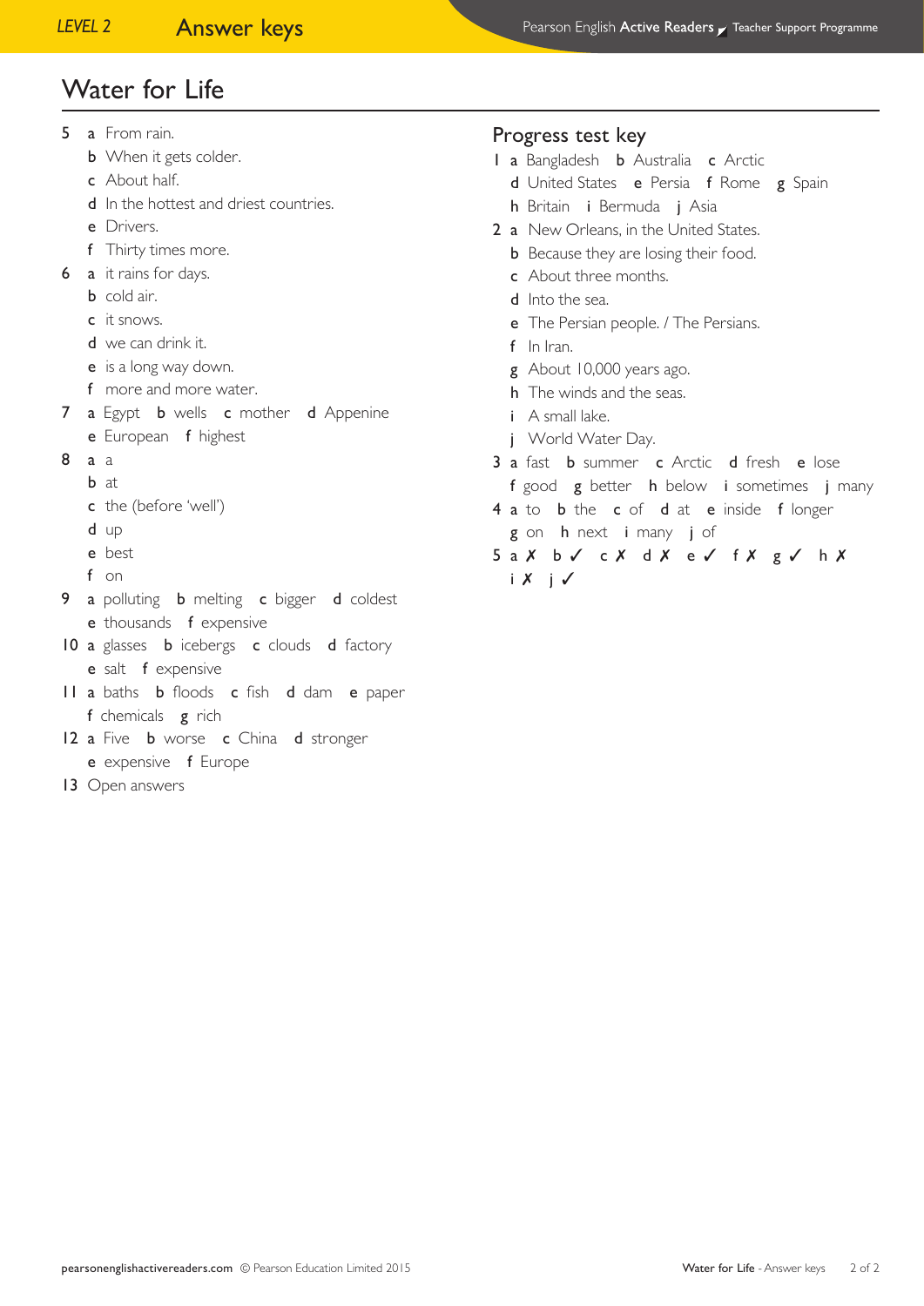# Water for Life

5 **a** From rain.
**b** When it gets colder.
**c** About half.
**d** In the hottest and driest countries.
**e** Drivers.
**f** Thirty times more.

6 **a** it rains for days.
**b** cold air.
**c** it snows.
**d** we can drink it.
**e** is a long way down.
**f** more and more water.

7 **a** Egypt **b** wells **c** mother **d** Appenine
**e** European **f** highest

8 **a** a
**b** at
**c** the (before 'well')
**d** up
**e** best
**f** on

9 **a** polluting **b** melting **c** bigger **d** coldest
**e** thousands **f** expensive

10 **a** glasses **b** icebergs **c** clouds **d** factory
**e** salt **f** expensive

11 **a** baths **b** floods **c** fish **d** dam **e** paper
**f** chemicals **g** rich

12 **a** Five **b** worse **c** China **d** stronger
**e** expensive **f** Europe

13 Open answers

## Progress test key

1 **a** Bangladesh **b** Australia **c** Arctic
**d** United States **e** Persia **f** Rome **g** Spain
**h** Britain **i** Bermuda **j** Asia

2 **a** New Orleans, in the United States.
**b** Because they are losing their food.
**c** About three months.
**d** Into the sea.
**e** The Persian people. / The Persians.
**f** In Iran.
**g** About 10,000 years ago.
**h** The winds and the seas.
**i** A small lake.
**j** World Water Day.

3 **a** fast **b** summer **c** Arctic **d** fresh **e** lose
**f** good **g** better **h** below **i** sometimes **j** many

4 **a** to **b** the **c** of **d** at **e** inside **f** longer
**g** on **h** next **i** many **j** of

5 a ✗ b ✓ c ✗ d ✗ e ✓ f ✗ g ✓ h ✗
i ✗ j ✓

pearsonenglishactivereaders.com © Pearson Education Limited 2015